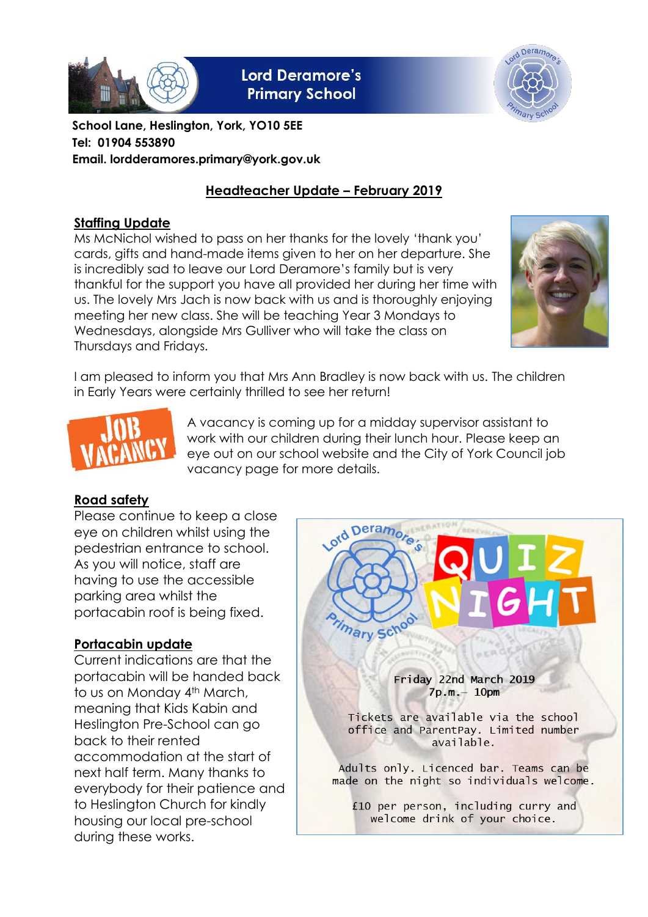# Lord Deramore's Primary School

**School Lane, Heslington, York, YO10 5EE**
**Tel: 01904 553890**
**Email. lordderamores.primary@york.gov.uk**

## Headteacher Update – February 2019

### Staffing Update

Ms McNichol wished to pass on her thanks for the lovely 'thank you' cards, gifts and hand-made items given to her on her departure. She is incredibly sad to leave our Lord Deramore's family but is very thankful for the support you have all provided her during her time with us. The lovely Mrs Jach is now back with us and is thoroughly enjoying meeting her new class. She will be teaching Year 3 Mondays to Wednesdays, alongside Mrs Gulliver who will take the class on Thursdays and Fridays.

I am pleased to inform you that Mrs Ann Bradley is now back with us. The children in Early Years were certainly thrilled to see her return!

JOB VACANCY

A vacancy is coming up for a midday supervisor assistant to work with our children during their lunch hour. Please keep an eye out on our school website and the City of York Council job vacancy page for more details.

### Road safety

Please continue to keep a close eye on children whilst using the pedestrian entrance to school. As you will notice, staff are having to use the accessible parking area whilst the portacabin roof is being fixed.

### Portacabin update

Current indications are that the portacabin will be handed back to us on Monday 4th March, meaning that Kids Kabin and Heslington Pre-School can go back to their rented accommodation at the start of next half term. Many thanks to everybody for their patience and to Heslington Church for kindly housing our local pre-school during these works.

**Lord Deramore's Primary School QUIZ NIGHT**

Friday 22nd March 2019
7p.m.– 10pm

Tickets are available via the school office and ParentPay. Limited number available.

Adults only. Licenced bar. Teams can be made on the night so individuals welcome.

£10 per person, including curry and welcome drink of your choice.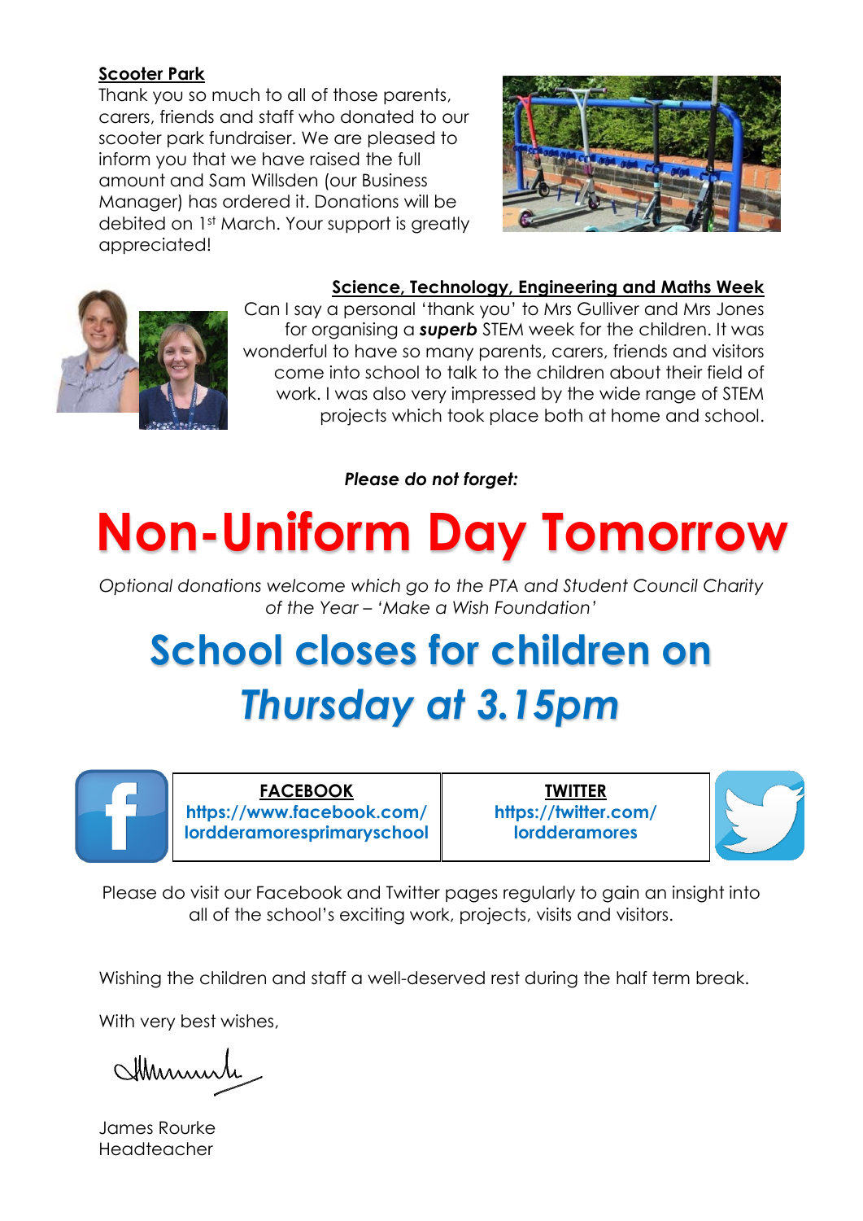**Scooter Park**

Thank you so much to all of those parents, carers, friends and staff who donated to our scooter park fundraiser. We are pleased to inform you that we have raised the full amount and Sam Willsden (our Business Manager) has ordered it. Donations will be debited on 1st March. Your support is greatly appreciated!

**Science, Technology, Engineering and Maths Week**

Can I say a personal 'thank you' to Mrs Gulliver and Mrs Jones for organising a ***superb*** STEM week for the children. It was wonderful to have so many parents, carers, friends and visitors come into school to talk to the children about their field of work. I was also very impressed by the wide range of STEM projects which took place both at home and school.

***Please do not forget:***

# Non-Uniform Day Tomorrow

*Optional donations welcome which go to the PTA and Student Council Charity of the Year – 'Make a Wish Foundation'*

# School closes for children on *Thursday at 3.15pm*

| FACEBOOK | TWITTER |
| --- | --- |
| https://www.facebook.com/lorderamoresprimaryschool | https://twitter.com/lordderamores |

Please do visit our Facebook and Twitter pages regularly to gain an insight into all of the school's exciting work, projects, visits and visitors.

Wishing the children and staff a well-deserved rest during the half term break.

With very best wishes,

James Rourke
Headteacher